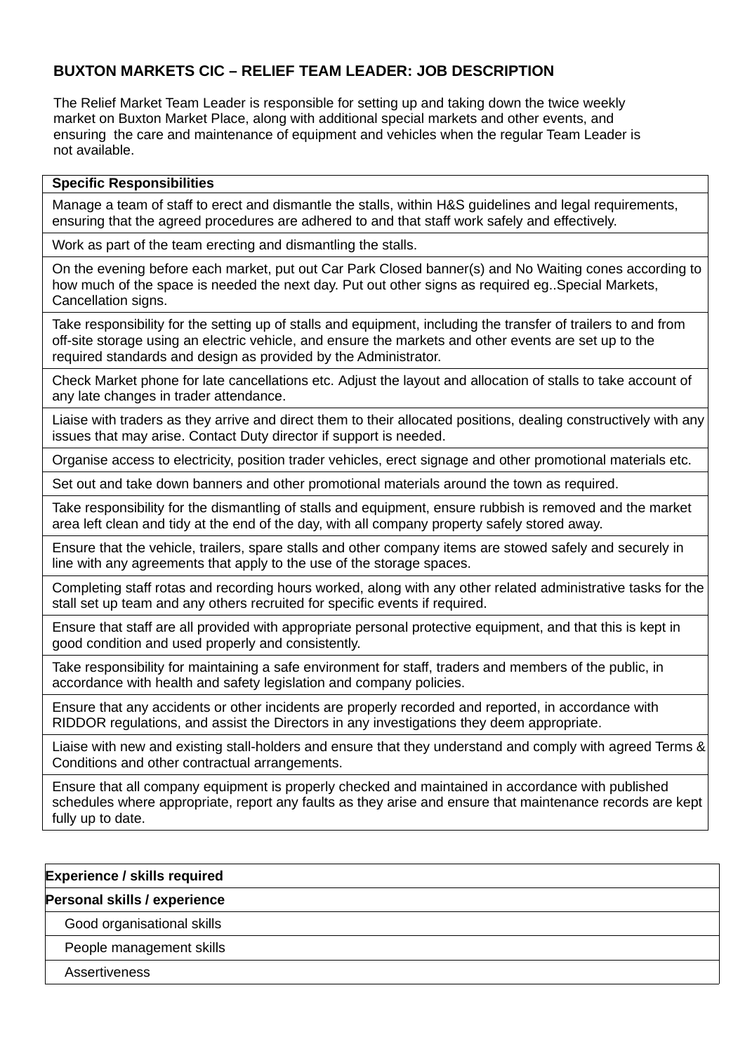# BUXTON MARKETS CIC – RELIEF TEAM LEADER: JOB DESCRIPTION

The Relief Market Team Leader is responsible for setting up and taking down the twice weekly market on Buxton Market Place, along with additional special markets and other events, and ensuring the care and maintenance of equipment and vehicles when the regular Team Leader is not available.

| Specific Responsibilities |
| --- |
| Manage a team of staff to erect and dismantle the stalls, within H&S guidelines and legal requirements, ensuring that the agreed procedures are adhered to and that staff work safely and effectively. |
| Work as part of the team erecting and dismantling the stalls. |
| On the evening before each market, put out Car Park Closed banner(s) and No Waiting cones according to how much of the space is needed the next day. Put out other signs as required eg..Special Markets, Cancellation signs. |
| Take responsibility for the setting up of stalls and equipment, including the transfer of trailers to and from off-site storage using an electric vehicle, and ensure the markets and other events are set up to the required standards and design as provided by the Administrator. |
| Check Market phone for late cancellations etc. Adjust the layout and allocation of stalls to take account of any late changes in trader attendance. |
| Liaise with traders as they arrive and direct them to their allocated positions, dealing constructively with any issues that may arise. Contact Duty director if support is needed. |
| Organise access to electricity, position trader vehicles, erect signage and other promotional materials etc. |
| Set out and take down banners and other promotional materials around the town as required. |
| Take responsibility for the dismantling of stalls and equipment, ensure rubbish is removed and the market area left clean and tidy at the end of the day, with all company property safely stored away. |
| Ensure that the vehicle, trailers, spare stalls and other company items are stowed safely and securely in line with any agreements that apply to the use of the storage spaces. |
| Completing staff rotas and recording hours worked, along with any other related administrative tasks for the stall set up team and any others recruited for specific events if required. |
| Ensure that staff are all provided with appropriate personal protective equipment, and that this is kept in good condition and used properly and consistently. |
| Take responsibility for maintaining a safe environment for staff, traders and members of the public, in accordance with health and safety legislation and company policies. |
| Ensure that any accidents or other incidents are properly recorded and reported, in accordance with RIDDOR regulations, and assist the Directors in any investigations they deem appropriate. |
| Liaise with new and existing stall-holders and ensure that they understand and comply with agreed Terms & Conditions and other contractual arrangements. |
| Ensure that all company equipment is properly checked and maintained in accordance with published schedules where appropriate, report any faults as they arise and ensure that maintenance records are kept fully up to date. |

| Experience / skills required |
| --- |
| **Personal skills / experience** |
| Good organisational skills |
| People management skills |
| Assertiveness |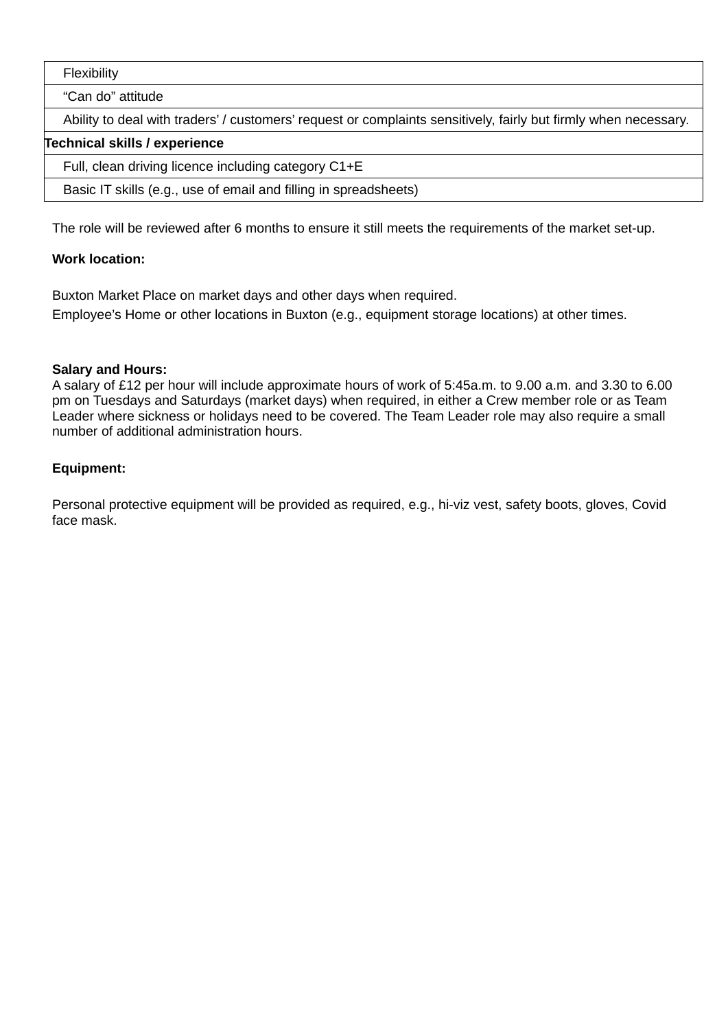| |
|---|
| Flexibility |
| "Can do" attitude |
| Ability to deal with traders' / customers' request or complaints sensitively, fairly but firmly when necessary. |
| **Technical skills / experience** |
| Full, clean driving licence including category C1+E |
| Basic IT skills (e.g., use of email and filling in spreadsheets) |

The role will be reviewed after 6 months to ensure it still meets the requirements of the market set-up.

**Work location:**

Buxton Market Place on market days and other days when required.

Employee's Home or other locations in Buxton (e.g., equipment storage locations) at other times.

**Salary and Hours:**

A salary of £12 per hour will include approximate hours of work of 5:45a.m. to 9.00 a.m. and 3.30 to 6.00 pm on Tuesdays and Saturdays (market days) when required, in either a Crew member role or as Team Leader where sickness or holidays need to be covered. The Team Leader role may also require a small number of additional administration hours.

**Equipment:**

Personal protective equipment will be provided as required, e.g., hi-viz vest, safety boots, gloves, Covid face mask.